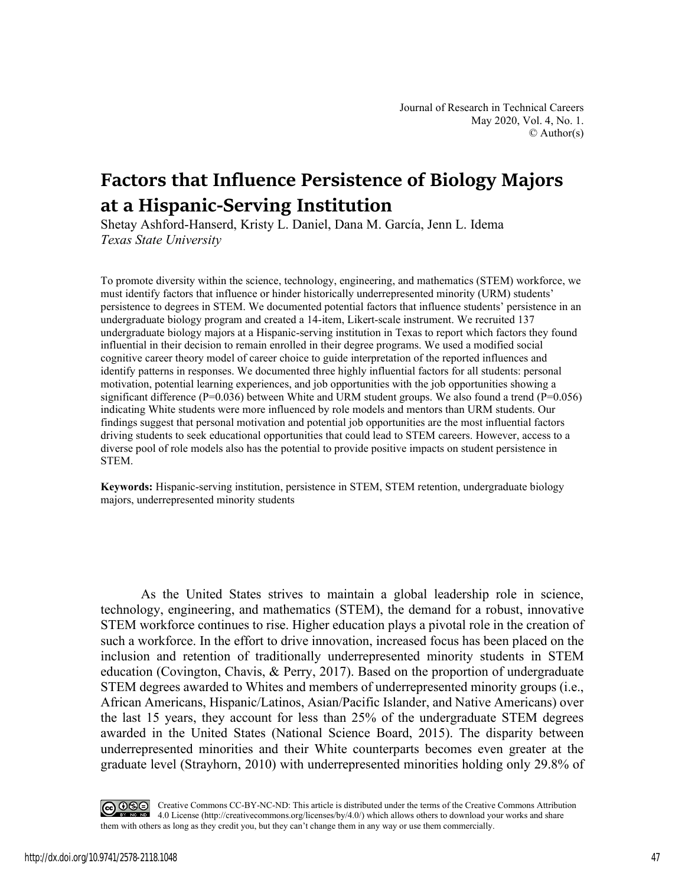# Factors that Influence Persistence of Biology Majors at a Hispanic-Serving Institution

Shetay Ashford-Hanserd, Kristy L. Daniel, Dana M. García, Jenn L. Idema

*Texas State University*

To promote diversity within the science, technology, engineering, and mathematics (STEM) workforce, we must identify factors that influence or hinder historically underrepresented minority (URM) students' persistence to degrees in STEM. We documented potential factors that influence students' persistence in an undergraduate biology program and created a 14-item, Likert-scale instrument. We recruited 137 undergraduate biology majors at a Hispanic-serving institution in Texas to report which factors they found influential in their decision to remain enrolled in their degree programs. We used a modified social cognitive career theory model of career choice to guide interpretation of the reported influences and identify patterns in responses. We documented three highly influential factors for all students: personal motivation, potential learning experiences, and job opportunities with the job opportunities showing a significant difference ($P=0.036$) between White and URM student groups. We also found a trend ($P=0.056$) indicating White students were more influenced by role models and mentors than URM students. Our findings suggest that personal motivation and potential job opportunities are the most influential factors driving students to seek educational opportunities that could lead to STEM careers. However, access to a diverse pool of role models also has the potential to provide positive impacts on student persistence in STEM.

**Keywords:** Hispanic-serving institution, persistence in STEM, STEM retention, undergraduate biology majors, underrepresented minority students

As the United States strives to maintain a global leadership role in science, technology, engineering, and mathematics (STEM), the demand for a robust, innovative STEM workforce continues to rise. Higher education plays a pivotal role in the creation of such a workforce. In the effort to drive innovation, increased focus has been placed on the inclusion and retention of traditionally underrepresented minority students in STEM education (Covington, Chavis, & Perry, 2017). Based on the proportion of undergraduate STEM degrees awarded to Whites and members of underrepresented minority groups (i.e., African Americans, Hispanic/Latinos, Asian/Pacific Islander, and Native Americans) over the last 15 years, they account for less than 25% of the undergraduate STEM degrees awarded in the United States (National Science Board, 2015). The disparity between underrepresented minorities and their White counterparts becomes even greater at the graduate level (Strayhorn, 2010) with underrepresented minorities holding only 29.8% of

Creative Commons CC-BY-NC-ND: This article is distributed under the terms of the Creative Commons Attribution 4.0 License (http://creativecommons.org/licenses/by/4.0/) which allows others to download your works and share them with others as long as they credit you, but they can't change them in any way or use them commercially.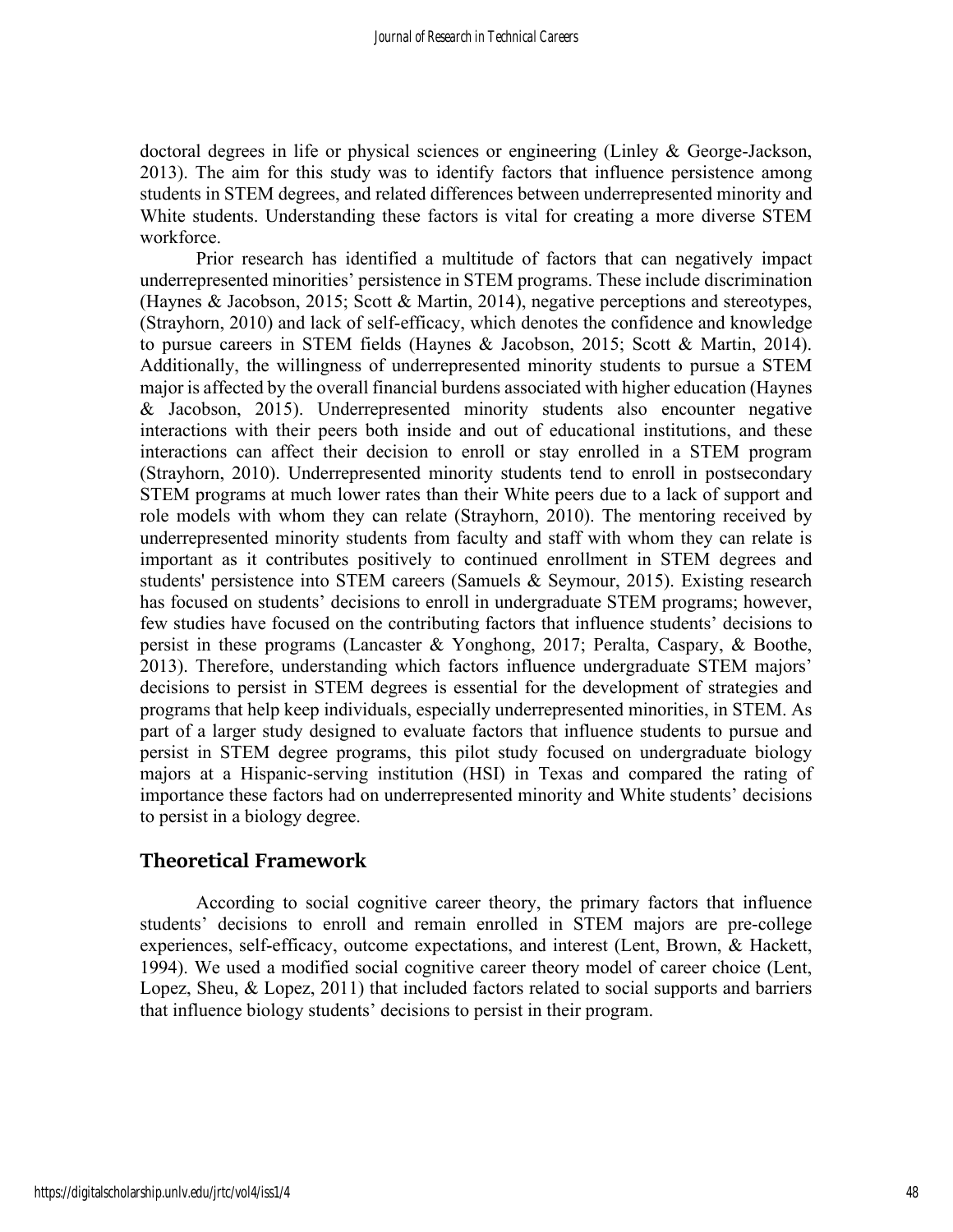doctoral degrees in life or physical sciences or engineering (Linley & George-Jackson, 2013). The aim for this study was to identify factors that influence persistence among students in STEM degrees, and related differences between underrepresented minority and White students. Understanding these factors is vital for creating a more diverse STEM workforce.

Prior research has identified a multitude of factors that can negatively impact underrepresented minorities' persistence in STEM programs. These include discrimination (Haynes & Jacobson, 2015; Scott & Martin, 2014), negative perceptions and stereotypes, (Strayhorn, 2010) and lack of self-efficacy, which denotes the confidence and knowledge to pursue careers in STEM fields (Haynes & Jacobson, 2015; Scott & Martin, 2014). Additionally, the willingness of underrepresented minority students to pursue a STEM major is affected by the overall financial burdens associated with higher education (Haynes & Jacobson, 2015). Underrepresented minority students also encounter negative interactions with their peers both inside and out of educational institutions, and these interactions can affect their decision to enroll or stay enrolled in a STEM program (Strayhorn, 2010). Underrepresented minority students tend to enroll in postsecondary STEM programs at much lower rates than their White peers due to a lack of support and role models with whom they can relate (Strayhorn, 2010). The mentoring received by underrepresented minority students from faculty and staff with whom they can relate is important as it contributes positively to continued enrollment in STEM degrees and students' persistence into STEM careers (Samuels & Seymour, 2015). Existing research has focused on students' decisions to enroll in undergraduate STEM programs; however, few studies have focused on the contributing factors that influence students' decisions to persist in these programs (Lancaster & Yonghong, 2017; Peralta, Caspary, & Boothe, 2013). Therefore, understanding which factors influence undergraduate STEM majors' decisions to persist in STEM degrees is essential for the development of strategies and programs that help keep individuals, especially underrepresented minorities, in STEM. As part of a larger study designed to evaluate factors that influence students to pursue and persist in STEM degree programs, this pilot study focused on undergraduate biology majors at a Hispanic-serving institution (HSI) in Texas and compared the rating of importance these factors had on underrepresented minority and White students' decisions to persist in a biology degree.

## Theoretical Framework

According to social cognitive career theory, the primary factors that influence students' decisions to enroll and remain enrolled in STEM majors are pre-college experiences, self-efficacy, outcome expectations, and interest (Lent, Brown, & Hackett, 1994). We used a modified social cognitive career theory model of career choice (Lent, Lopez, Sheu, & Lopez, 2011) that included factors related to social supports and barriers that influence biology students' decisions to persist in their program.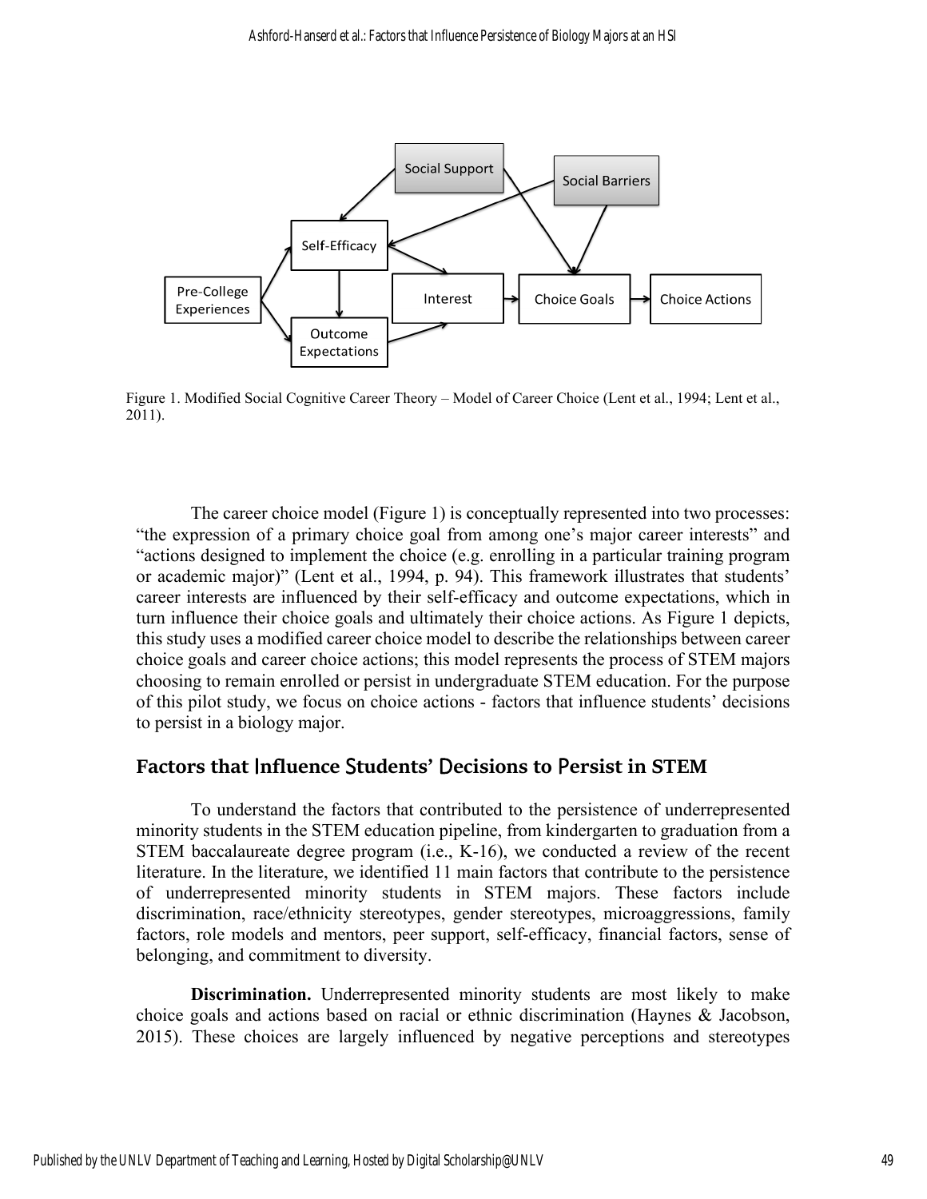Figure 1. Modified Social Cognitive Career Theory – Model of Career Choice (Lent et al., 1994; Lent et al., 2011).

The career choice model (Figure 1) is conceptually represented into two processes: "the expression of a primary choice goal from among one's major career interests" and "actions designed to implement the choice (e.g. enrolling in a particular training program or academic major)" (Lent et al., 1994, p. 94). This framework illustrates that students' career interests are influenced by their self-efficacy and outcome expectations, which in turn influence their choice goals and ultimately their choice actions. As Figure 1 depicts, this study uses a modified career choice model to describe the relationships between career choice goals and career choice actions; this model represents the process of STEM majors choosing to remain enrolled or persist in undergraduate STEM education. For the purpose of this pilot study, we focus on choice actions - factors that influence students' decisions to persist in a biology major.

## Factors that Influence Students' Decisions to Persist in STEM

To understand the factors that contributed to the persistence of underrepresented minority students in the STEM education pipeline, from kindergarten to graduation from a STEM baccalaureate degree program (i.e., K-16), we conducted a review of the recent literature. In the literature, we identified 11 main factors that contribute to the persistence of underrepresented minority students in STEM majors. These factors include discrimination, race/ethnicity stereotypes, gender stereotypes, microaggressions, family factors, role models and mentors, peer support, self-efficacy, financial factors, sense of belonging, and commitment to diversity.

**Discrimination.** Underrepresented minority students are most likely to make choice goals and actions based on racial or ethnic discrimination (Haynes & Jacobson, 2015). These choices are largely influenced by negative perceptions and stereotypes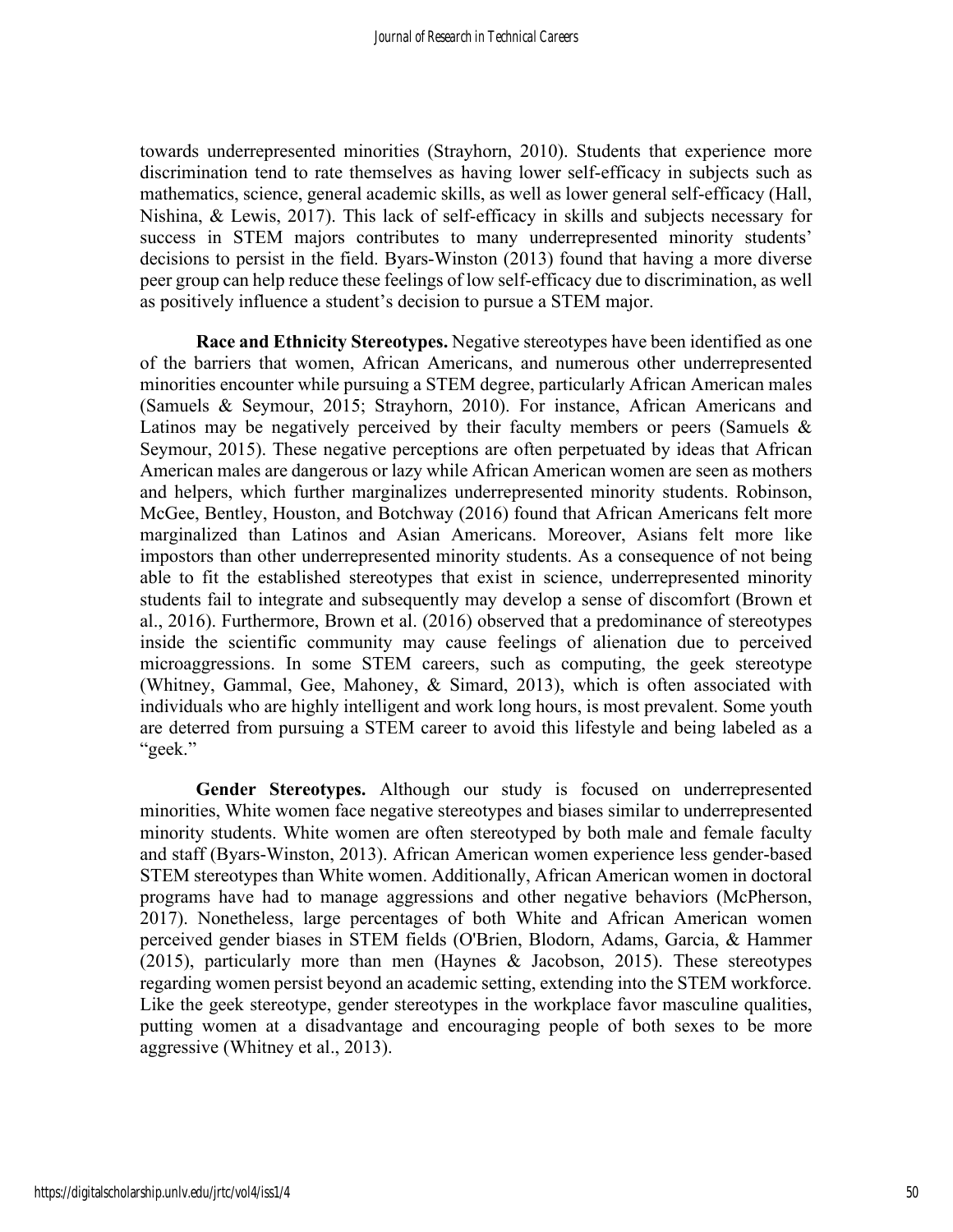towards underrepresented minorities (Strayhorn, 2010). Students that experience more discrimination tend to rate themselves as having lower self-efficacy in subjects such as mathematics, science, general academic skills, as well as lower general self-efficacy (Hall, Nishina, & Lewis, 2017). This lack of self-efficacy in skills and subjects necessary for success in STEM majors contributes to many underrepresented minority students' decisions to persist in the field. Byars-Winston (2013) found that having a more diverse peer group can help reduce these feelings of low self-efficacy due to discrimination, as well as positively influence a student's decision to pursue a STEM major.

**Race and Ethnicity Stereotypes.** Negative stereotypes have been identified as one of the barriers that women, African Americans, and numerous other underrepresented minorities encounter while pursuing a STEM degree, particularly African American males (Samuels & Seymour, 2015; Strayhorn, 2010). For instance, African Americans and Latinos may be negatively perceived by their faculty members or peers (Samuels & Seymour, 2015). These negative perceptions are often perpetuated by ideas that African American males are dangerous or lazy while African American women are seen as mothers and helpers, which further marginalizes underrepresented minority students. Robinson, McGee, Bentley, Houston, and Botchway (2016) found that African Americans felt more marginalized than Latinos and Asian Americans. Moreover, Asians felt more like impostors than other underrepresented minority students. As a consequence of not being able to fit the established stereotypes that exist in science, underrepresented minority students fail to integrate and subsequently may develop a sense of discomfort (Brown et al., 2016). Furthermore, Brown et al. (2016) observed that a predominance of stereotypes inside the scientific community may cause feelings of alienation due to perceived microaggressions. In some STEM careers, such as computing, the geek stereotype (Whitney, Gammal, Gee, Mahoney, & Simard, 2013), which is often associated with individuals who are highly intelligent and work long hours, is most prevalent. Some youth are deterred from pursuing a STEM career to avoid this lifestyle and being labeled as a "geek."

**Gender Stereotypes.** Although our study is focused on underrepresented minorities, White women face negative stereotypes and biases similar to underrepresented minority students. White women are often stereotyped by both male and female faculty and staff (Byars-Winston, 2013). African American women experience less gender-based STEM stereotypes than White women. Additionally, African American women in doctoral programs have had to manage aggressions and other negative behaviors (McPherson, 2017). Nonetheless, large percentages of both White and African American women perceived gender biases in STEM fields (O'Brien, Blodorn, Adams, Garcia, & Hammer (2015), particularly more than men (Haynes & Jacobson, 2015). These stereotypes regarding women persist beyond an academic setting, extending into the STEM workforce. Like the geek stereotype, gender stereotypes in the workplace favor masculine qualities, putting women at a disadvantage and encouraging people of both sexes to be more aggressive (Whitney et al., 2013).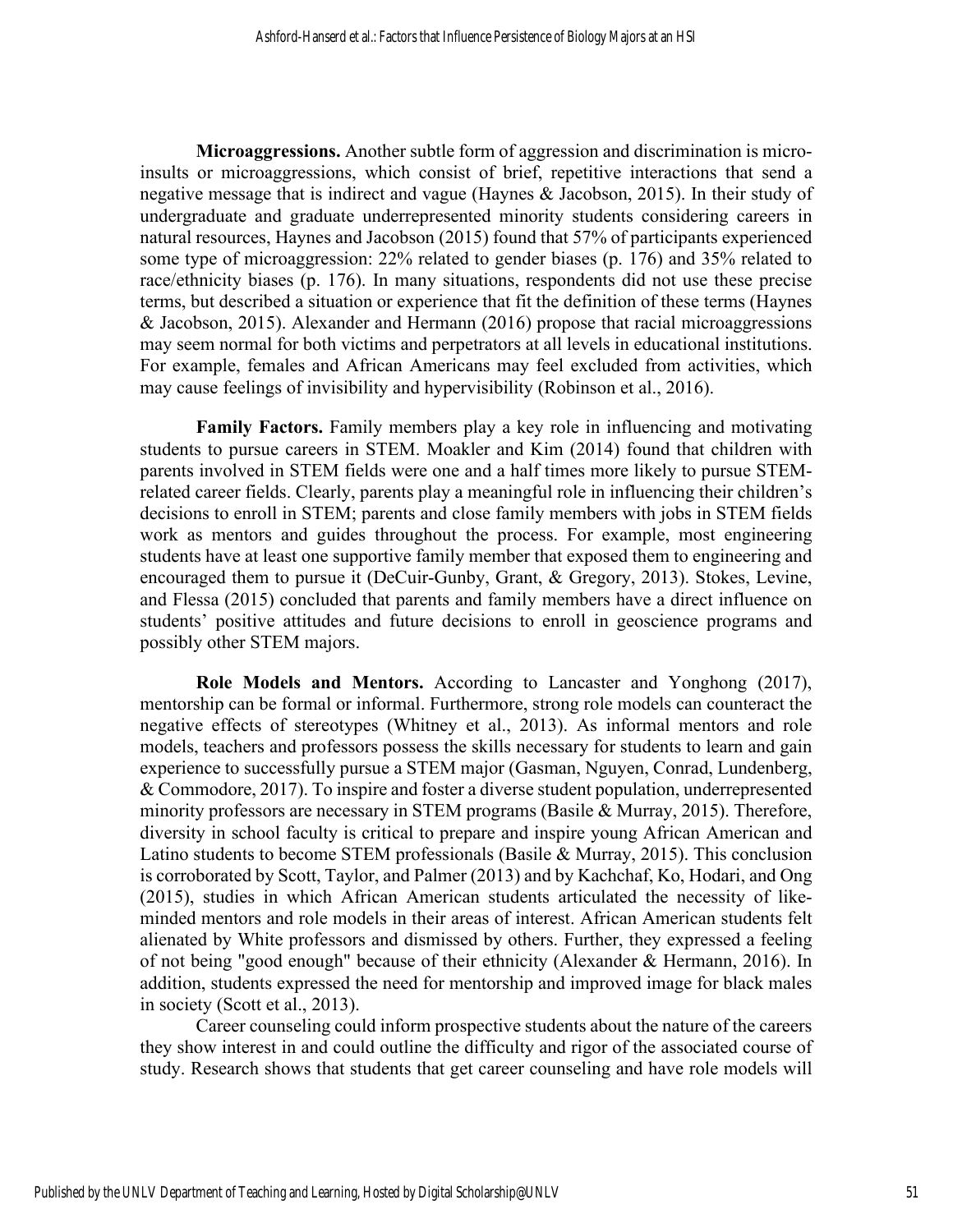**Microaggressions.** Another subtle form of aggression and discrimination is micro-insults or microaggressions, which consist of brief, repetitive interactions that send a negative message that is indirect and vague (Haynes & Jacobson, 2015). In their study of undergraduate and graduate underrepresented minority students considering careers in natural resources, Haynes and Jacobson (2015) found that 57% of participants experienced some type of microaggression: 22% related to gender biases (p. 176) and 35% related to race/ethnicity biases (p. 176). In many situations, respondents did not use these precise terms, but described a situation or experience that fit the definition of these terms (Haynes & Jacobson, 2015). Alexander and Hermann (2016) propose that racial microaggressions may seem normal for both victims and perpetrators at all levels in educational institutions. For example, females and African Americans may feel excluded from activities, which may cause feelings of invisibility and hypervisibility (Robinson et al., 2016).

**Family Factors.** Family members play a key role in influencing and motivating students to pursue careers in STEM. Moakler and Kim (2014) found that children with parents involved in STEM fields were one and a half times more likely to pursue STEM-related career fields. Clearly, parents play a meaningful role in influencing their children's decisions to enroll in STEM; parents and close family members with jobs in STEM fields work as mentors and guides throughout the process. For example, most engineering students have at least one supportive family member that exposed them to engineering and encouraged them to pursue it (DeCuir-Gunby, Grant, & Gregory, 2013). Stokes, Levine, and Flessa (2015) concluded that parents and family members have a direct influence on students' positive attitudes and future decisions to enroll in geoscience programs and possibly other STEM majors.

**Role Models and Mentors.** According to Lancaster and Yonghong (2017), mentorship can be formal or informal. Furthermore, strong role models can counteract the negative effects of stereotypes (Whitney et al., 2013). As informal mentors and role models, teachers and professors possess the skills necessary for students to learn and gain experience to successfully pursue a STEM major (Gasman, Nguyen, Conrad, Lundenberg, & Commodore, 2017). To inspire and foster a diverse student population, underrepresented minority professors are necessary in STEM programs (Basile & Murray, 2015). Therefore, diversity in school faculty is critical to prepare and inspire young African American and Latino students to become STEM professionals (Basile & Murray, 2015). This conclusion is corroborated by Scott, Taylor, and Palmer (2013) and by Kachchaf, Ko, Hodari, and Ong (2015), studies in which African American students articulated the necessity of like-minded mentors and role models in their areas of interest. African American students felt alienated by White professors and dismissed by others. Further, they expressed a feeling of not being "good enough" because of their ethnicity (Alexander & Hermann, 2016). In addition, students expressed the need for mentorship and improved image for black males in society (Scott et al., 2013).

Career counseling could inform prospective students about the nature of the careers they show interest in and could outline the difficulty and rigor of the associated course of study. Research shows that students that get career counseling and have role models will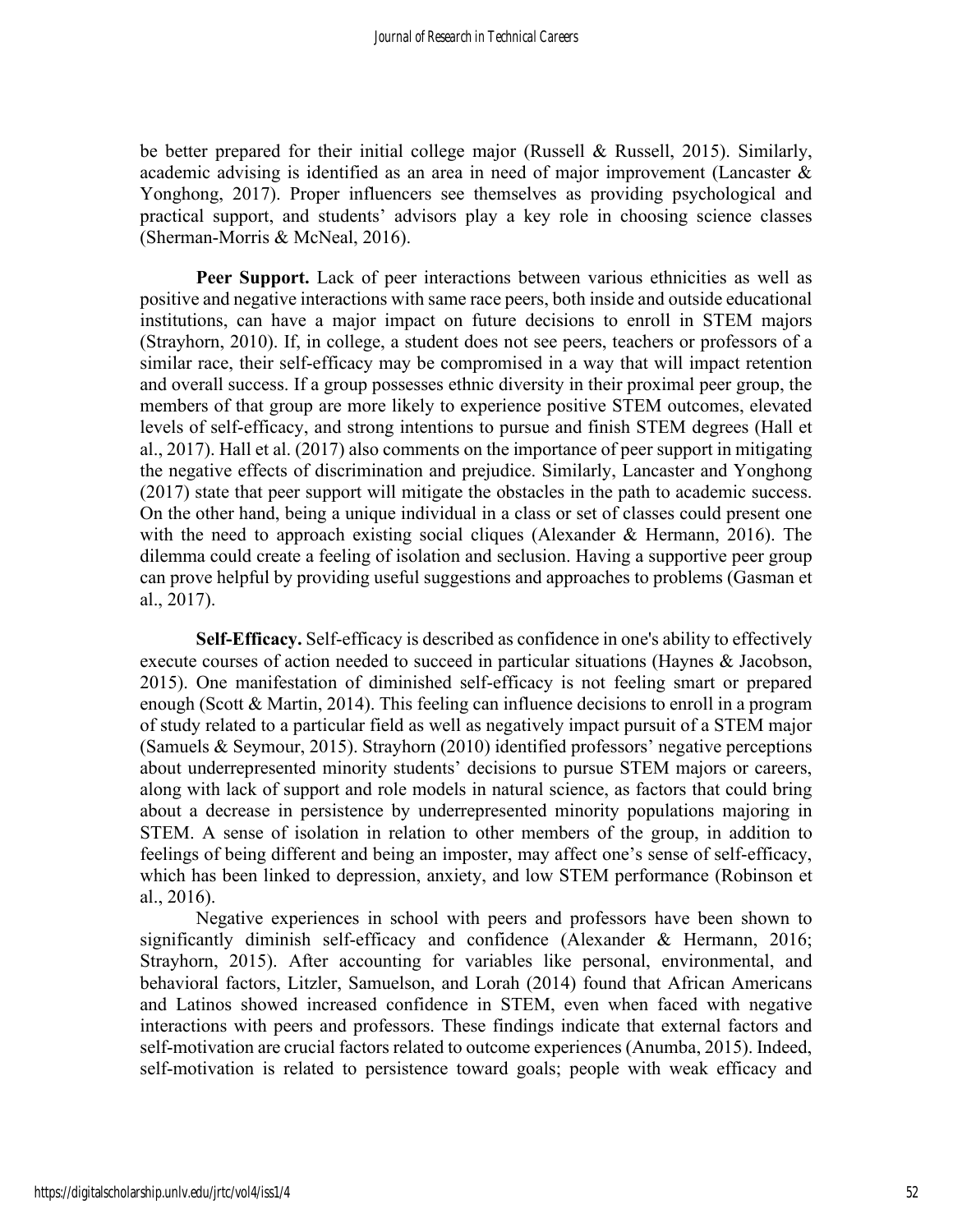be better prepared for their initial college major (Russell & Russell, 2015). Similarly, academic advising is identified as an area in need of major improvement (Lancaster & Yonghong, 2017). Proper influencers see themselves as providing psychological and practical support, and students' advisors play a key role in choosing science classes (Sherman-Morris & McNeal, 2016).

**Peer Support.** Lack of peer interactions between various ethnicities as well as positive and negative interactions with same race peers, both inside and outside educational institutions, can have a major impact on future decisions to enroll in STEM majors (Strayhorn, 2010). If, in college, a student does not see peers, teachers or professors of a similar race, their self-efficacy may be compromised in a way that will impact retention and overall success. If a group possesses ethnic diversity in their proximal peer group, the members of that group are more likely to experience positive STEM outcomes, elevated levels of self-efficacy, and strong intentions to pursue and finish STEM degrees (Hall et al., 2017). Hall et al. (2017) also comments on the importance of peer support in mitigating the negative effects of discrimination and prejudice. Similarly, Lancaster and Yonghong (2017) state that peer support will mitigate the obstacles in the path to academic success. On the other hand, being a unique individual in a class or set of classes could present one with the need to approach existing social cliques (Alexander & Hermann, 2016). The dilemma could create a feeling of isolation and seclusion. Having a supportive peer group can prove helpful by providing useful suggestions and approaches to problems (Gasman et al., 2017).

**Self-Efficacy.** Self-efficacy is described as confidence in one's ability to effectively execute courses of action needed to succeed in particular situations (Haynes & Jacobson, 2015). One manifestation of diminished self-efficacy is not feeling smart or prepared enough (Scott & Martin, 2014). This feeling can influence decisions to enroll in a program of study related to a particular field as well as negatively impact pursuit of a STEM major (Samuels & Seymour, 2015). Strayhorn (2010) identified professors' negative perceptions about underrepresented minority students' decisions to pursue STEM majors or careers, along with lack of support and role models in natural science, as factors that could bring about a decrease in persistence by underrepresented minority populations majoring in STEM. A sense of isolation in relation to other members of the group, in addition to feelings of being different and being an imposter, may affect one's sense of self-efficacy, which has been linked to depression, anxiety, and low STEM performance (Robinson et al., 2016).

Negative experiences in school with peers and professors have been shown to significantly diminish self-efficacy and confidence (Alexander & Hermann, 2016; Strayhorn, 2015). After accounting for variables like personal, environmental, and behavioral factors, Litzler, Samuelson, and Lorah (2014) found that African Americans and Latinos showed increased confidence in STEM, even when faced with negative interactions with peers and professors. These findings indicate that external factors and self-motivation are crucial factors related to outcome experiences (Anumba, 2015). Indeed, self-motivation is related to persistence toward goals; people with weak efficacy and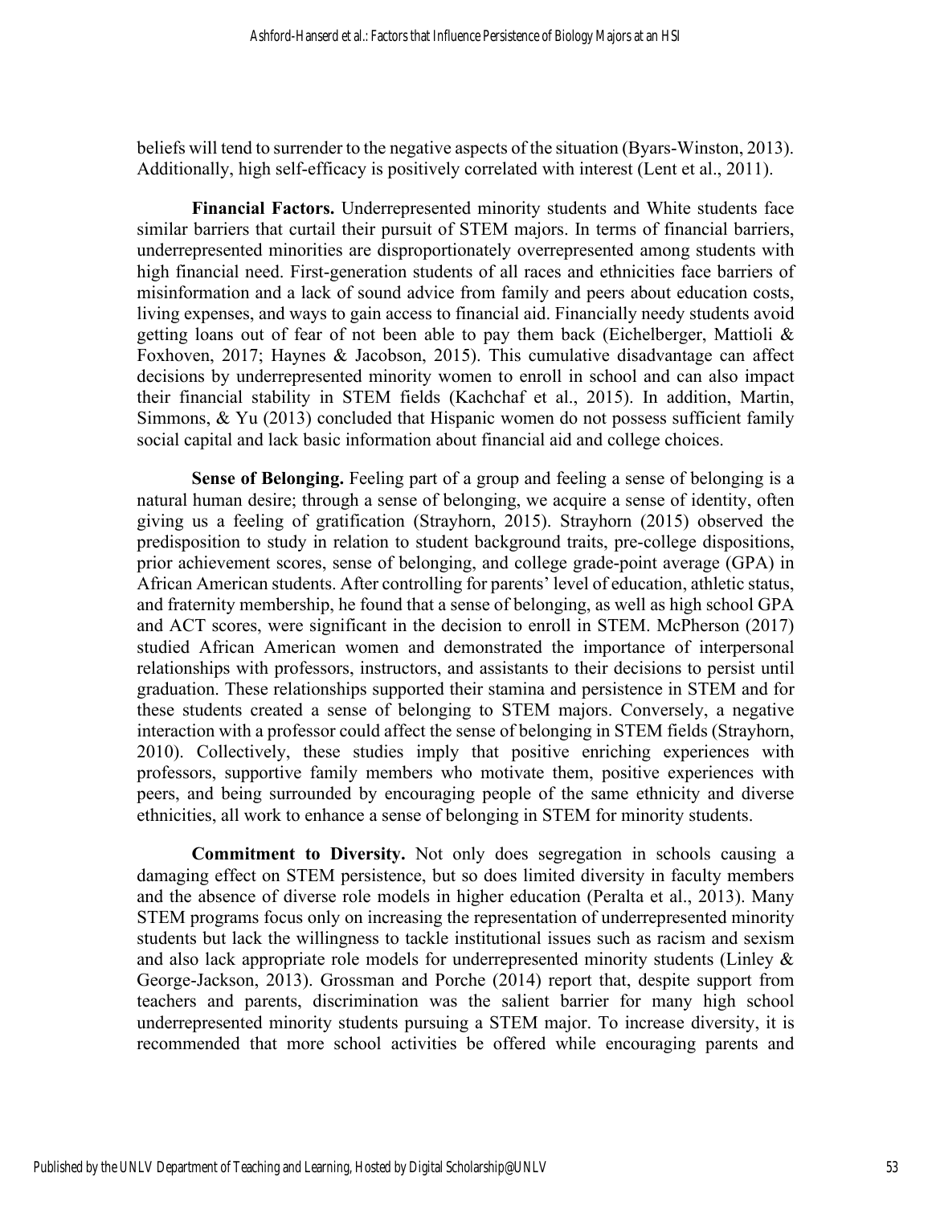beliefs will tend to surrender to the negative aspects of the situation (Byars-Winston, 2013). Additionally, high self-efficacy is positively correlated with interest (Lent et al., 2011).

**Financial Factors.** Underrepresented minority students and White students face similar barriers that curtail their pursuit of STEM majors. In terms of financial barriers, underrepresented minorities are disproportionately overrepresented among students with high financial need. First-generation students of all races and ethnicities face barriers of misinformation and a lack of sound advice from family and peers about education costs, living expenses, and ways to gain access to financial aid. Financially needy students avoid getting loans out of fear of not been able to pay them back (Eichelberger, Mattioli & Foxhoven, 2017; Haynes & Jacobson, 2015). This cumulative disadvantage can affect decisions by underrepresented minority women to enroll in school and can also impact their financial stability in STEM fields (Kachchaf et al., 2015). In addition, Martin, Simmons, & Yu (2013) concluded that Hispanic women do not possess sufficient family social capital and lack basic information about financial aid and college choices.

**Sense of Belonging.** Feeling part of a group and feeling a sense of belonging is a natural human desire; through a sense of belonging, we acquire a sense of identity, often giving us a feeling of gratification (Strayhorn, 2015). Strayhorn (2015) observed the predisposition to study in relation to student background traits, pre-college dispositions, prior achievement scores, sense of belonging, and college grade-point average (GPA) in African American students. After controlling for parents' level of education, athletic status, and fraternity membership, he found that a sense of belonging, as well as high school GPA and ACT scores, were significant in the decision to enroll in STEM. McPherson (2017) studied African American women and demonstrated the importance of interpersonal relationships with professors, instructors, and assistants to their decisions to persist until graduation. These relationships supported their stamina and persistence in STEM and for these students created a sense of belonging to STEM majors. Conversely, a negative interaction with a professor could affect the sense of belonging in STEM fields (Strayhorn, 2010). Collectively, these studies imply that positive enriching experiences with professors, supportive family members who motivate them, positive experiences with peers, and being surrounded by encouraging people of the same ethnicity and diverse ethnicities, all work to enhance a sense of belonging in STEM for minority students.

**Commitment to Diversity.** Not only does segregation in schools causing a damaging effect on STEM persistence, but so does limited diversity in faculty members and the absence of diverse role models in higher education (Peralta et al., 2013). Many STEM programs focus only on increasing the representation of underrepresented minority students but lack the willingness to tackle institutional issues such as racism and sexism and also lack appropriate role models for underrepresented minority students (Linley & George-Jackson, 2013). Grossman and Porche (2014) report that, despite support from teachers and parents, discrimination was the salient barrier for many high school underrepresented minority students pursuing a STEM major. To increase diversity, it is recommended that more school activities be offered while encouraging parents and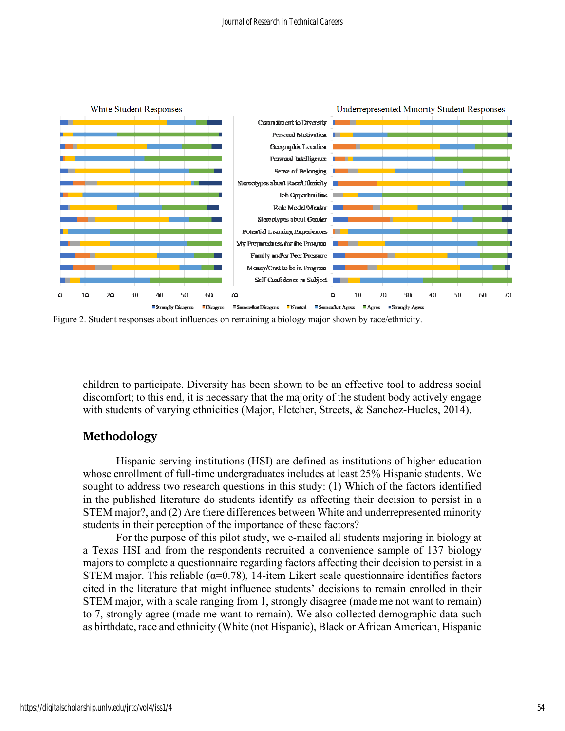Figure 2. Student responses about influences on remaining a biology major shown by race/ethnicity.

children to participate. Diversity has been shown to be an effective tool to address social discomfort; to this end, it is necessary that the majority of the student body actively engage with students of varying ethnicities (Major, Fletcher, Streets, & Sanchez-Hucles, 2014).

## Methodology

Hispanic-serving institutions (HSI) are defined as institutions of higher education whose enrollment of full-time undergraduates includes at least 25% Hispanic students. We sought to address two research questions in this study: (1) Which of the factors identified in the published literature do students identify as affecting their decision to persist in a STEM major?, and (2) Are there differences between White and underrepresented minority students in their perception of the importance of these factors?

For the purpose of this pilot study, we e-mailed all students majoring in biology at a Texas HSI and from the respondents recruited a convenience sample of 137 biology majors to complete a questionnaire regarding factors affecting their decision to persist in a STEM major. This reliable ($\alpha$=0.78), 14-item Likert scale questionnaire identifies factors cited in the literature that might influence students' decisions to remain enrolled in their STEM major, with a scale ranging from 1, strongly disagree (made me not want to remain) to 7, strongly agree (made me want to remain). We also collected demographic data such as birthdate, race and ethnicity (White (not Hispanic), Black or African American, Hispanic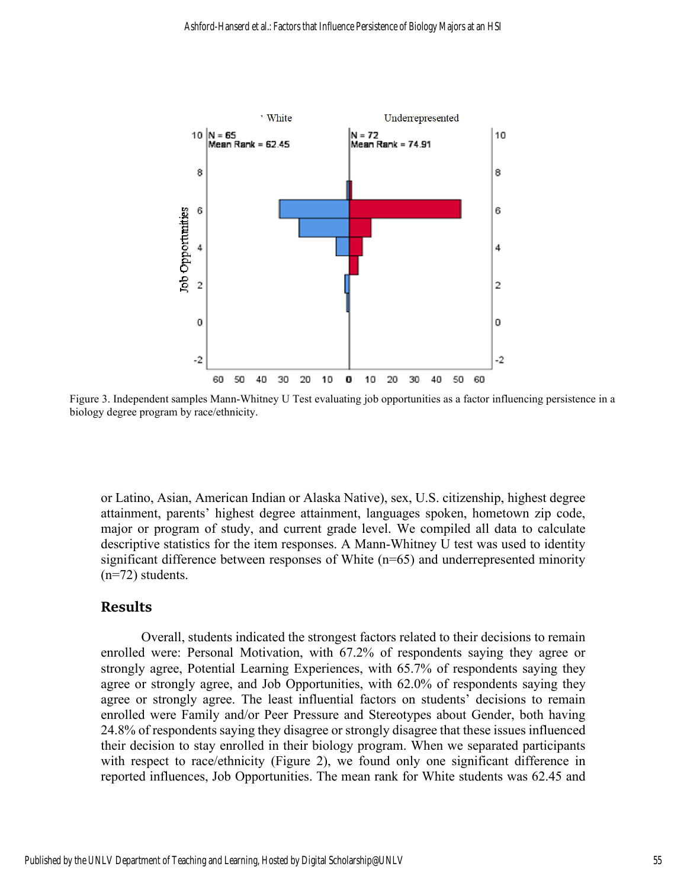Figure 3. Independent samples Mann-Whitney U Test evaluating job opportunities as a factor influencing persistence in a biology degree program by race/ethnicity.

or Latino, Asian, American Indian or Alaska Native), sex, U.S. citizenship, highest degree attainment, parents' highest degree attainment, languages spoken, hometown zip code, major or program of study, and current grade level. We compiled all data to calculate descriptive statistics for the item responses. A Mann-Whitney U test was used to identity significant difference between responses of White (n=65) and underrepresented minority (n=72) students.

## Results

Overall, students indicated the strongest factors related to their decisions to remain enrolled were: Personal Motivation, with 67.2% of respondents saying they agree or strongly agree, Potential Learning Experiences, with 65.7% of respondents saying they agree or strongly agree, and Job Opportunities, with 62.0% of respondents saying they agree or strongly agree. The least influential factors on students' decisions to remain enrolled were Family and/or Peer Pressure and Stereotypes about Gender, both having 24.8% of respondents saying they disagree or strongly disagree that these issues influenced their decision to stay enrolled in their biology program. When we separated participants with respect to race/ethnicity (Figure 2), we found only one significant difference in reported influences, Job Opportunities. The mean rank for White students was 62.45 and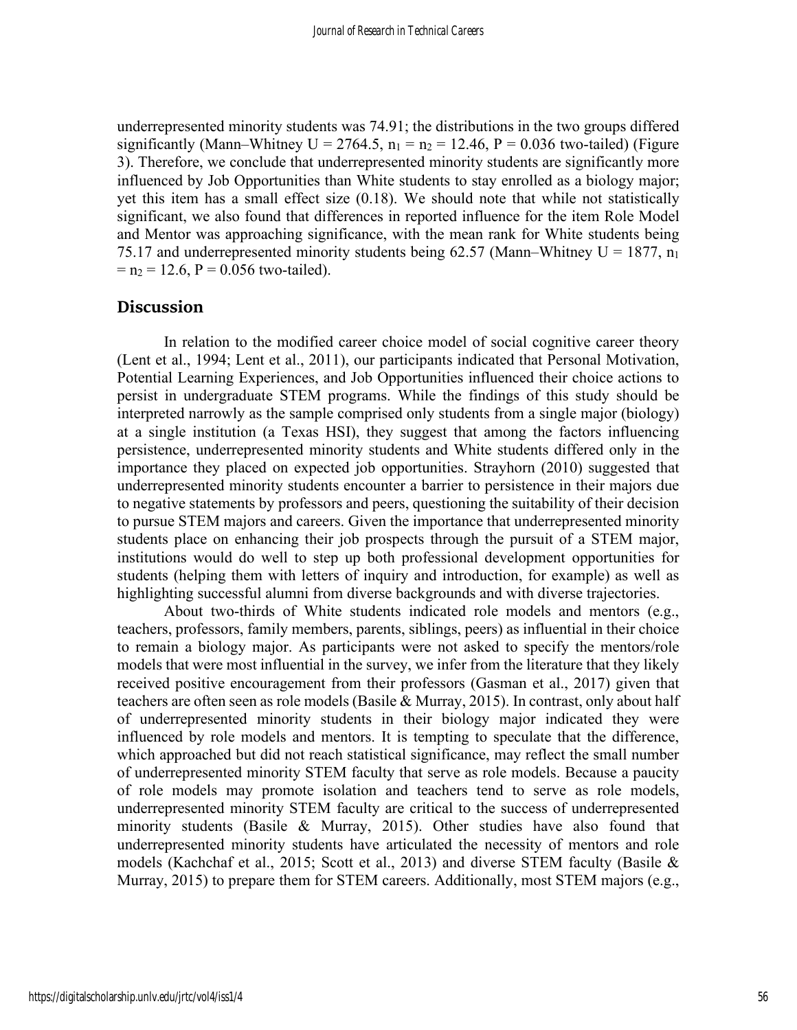underrepresented minority students was 74.91; the distributions in the two groups differed significantly (Mann–Whitney U = 2764.5, $n_1 = n_2 = 12.46$, P = 0.036 two-tailed) (Figure 3). Therefore, we conclude that underrepresented minority students are significantly more influenced by Job Opportunities than White students to stay enrolled as a biology major; yet this item has a small effect size (0.18). We should note that while not statistically significant, we also found that differences in reported influence for the item Role Model and Mentor was approaching significance, with the mean rank for White students being 75.17 and underrepresented minority students being 62.57 (Mann–Whitney U = 1877, $n_1 = n_2 = 12.6$, P = 0.056 two-tailed).

## Discussion

In relation to the modified career choice model of social cognitive career theory (Lent et al., 1994; Lent et al., 2011), our participants indicated that Personal Motivation, Potential Learning Experiences, and Job Opportunities influenced their choice actions to persist in undergraduate STEM programs. While the findings of this study should be interpreted narrowly as the sample comprised only students from a single major (biology) at a single institution (a Texas HSI), they suggest that among the factors influencing persistence, underrepresented minority students and White students differed only in the importance they placed on expected job opportunities. Strayhorn (2010) suggested that underrepresented minority students encounter a barrier to persistence in their majors due to negative statements by professors and peers, questioning the suitability of their decision to pursue STEM majors and careers. Given the importance that underrepresented minority students place on enhancing their job prospects through the pursuit of a STEM major, institutions would do well to step up both professional development opportunities for students (helping them with letters of inquiry and introduction, for example) as well as highlighting successful alumni from diverse backgrounds and with diverse trajectories.

About two-thirds of White students indicated role models and mentors (e.g., teachers, professors, family members, parents, siblings, peers) as influential in their choice to remain a biology major. As participants were not asked to specify the mentors/role models that were most influential in the survey, we infer from the literature that they likely received positive encouragement from their professors (Gasman et al., 2017) given that teachers are often seen as role models (Basile & Murray, 2015). In contrast, only about half of underrepresented minority students in their biology major indicated they were influenced by role models and mentors. It is tempting to speculate that the difference, which approached but did not reach statistical significance, may reflect the small number of underrepresented minority STEM faculty that serve as role models. Because a paucity of role models may promote isolation and teachers tend to serve as role models, underrepresented minority STEM faculty are critical to the success of underrepresented minority students (Basile & Murray, 2015). Other studies have also found that underrepresented minority students have articulated the necessity of mentors and role models (Kachchaf et al., 2015; Scott et al., 2013) and diverse STEM faculty (Basile & Murray, 2015) to prepare them for STEM careers. Additionally, most STEM majors (e.g.,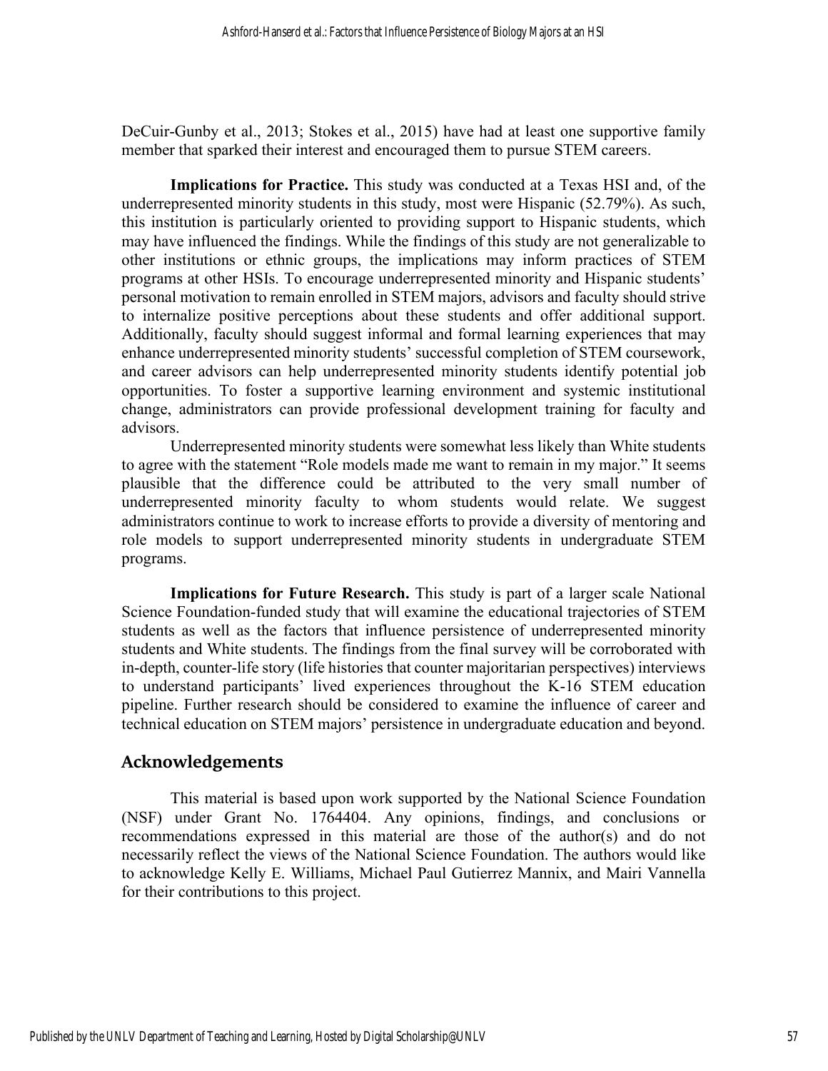DeCuir-Gunby et al., 2013; Stokes et al., 2015) have had at least one supportive family member that sparked their interest and encouraged them to pursue STEM careers.

**Implications for Practice.** This study was conducted at a Texas HSI and, of the underrepresented minority students in this study, most were Hispanic (52.79%). As such, this institution is particularly oriented to providing support to Hispanic students, which may have influenced the findings. While the findings of this study are not generalizable to other institutions or ethnic groups, the implications may inform practices of STEM programs at other HSIs. To encourage underrepresented minority and Hispanic students' personal motivation to remain enrolled in STEM majors, advisors and faculty should strive to internalize positive perceptions about these students and offer additional support. Additionally, faculty should suggest informal and formal learning experiences that may enhance underrepresented minority students' successful completion of STEM coursework, and career advisors can help underrepresented minority students identify potential job opportunities. To foster a supportive learning environment and systemic institutional change, administrators can provide professional development training for faculty and advisors.

Underrepresented minority students were somewhat less likely than White students to agree with the statement "Role models made me want to remain in my major." It seems plausible that the difference could be attributed to the very small number of underrepresented minority faculty to whom students would relate. We suggest administrators continue to work to increase efforts to provide a diversity of mentoring and role models to support underrepresented minority students in undergraduate STEM programs.

**Implications for Future Research.** This study is part of a larger scale National Science Foundation-funded study that will examine the educational trajectories of STEM students as well as the factors that influence persistence of underrepresented minority students and White students. The findings from the final survey will be corroborated with in-depth, counter-life story (life histories that counter majoritarian perspectives) interviews to understand participants' lived experiences throughout the K-16 STEM education pipeline. Further research should be considered to examine the influence of career and technical education on STEM majors' persistence in undergraduate education and beyond.

## Acknowledgements

This material is based upon work supported by the National Science Foundation (NSF) under Grant No. 1764404. Any opinions, findings, and conclusions or recommendations expressed in this material are those of the author(s) and do not necessarily reflect the views of the National Science Foundation. The authors would like to acknowledge Kelly E. Williams, Michael Paul Gutierrez Mannix, and Mairi Vannella for their contributions to this project.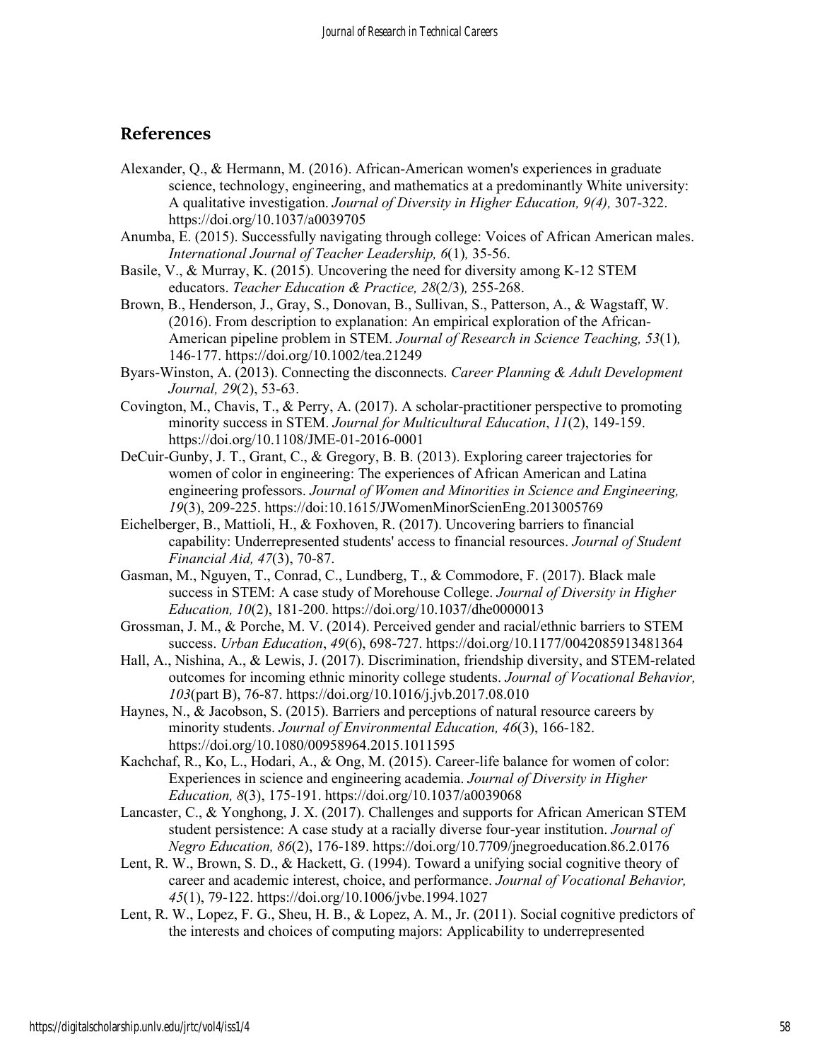## References

Alexander, Q., & Hermann, M. (2016). African-American women's experiences in graduate science, technology, engineering, and mathematics at a predominantly White university: A qualitative investigation. *Journal of Diversity in Higher Education, 9(4),* 307-322. https://doi.org/10.1037/a0039705

Anumba, E. (2015). Successfully navigating through college: Voices of African American males. *International Journal of Teacher Leadership, 6*(1)*,* 35-56.

Basile, V., & Murray, K. (2015). Uncovering the need for diversity among K-12 STEM educators. *Teacher Education & Practice, 28*(2/3)*,* 255-268.

Brown, B., Henderson, J., Gray, S., Donovan, B., Sullivan, S., Patterson, A., & Wagstaff, W. (2016). From description to explanation: An empirical exploration of the African-American pipeline problem in STEM. *Journal of Research in Science Teaching, 53*(1)*,* 146-177. https://doi.org/10.1002/tea.21249

Byars-Winston, A. (2013). Connecting the disconnects*. Career Planning & Adult Development Journal, 29*(2), 53-63.

Covington, M., Chavis, T., & Perry, A. (2017). A scholar-practitioner perspective to promoting minority success in STEM. *Journal for Multicultural Education*, *11*(2), 149-159. https://doi.org/10.1108/JME-01-2016-0001

DeCuir-Gunby, J. T., Grant, C., & Gregory, B. B. (2013). Exploring career trajectories for women of color in engineering: The experiences of African American and Latina engineering professors. *Journal of Women and Minorities in Science and Engineering, 19*(3), 209-225. https://doi:10.1615/JWomenMinorScienEng.2013005769

Eichelberger, B., Mattioli, H., & Foxhoven, R. (2017). Uncovering barriers to financial capability: Underrepresented students' access to financial resources. *Journal of Student Financial Aid, 47*(3), 70-87.

Gasman, M., Nguyen, T., Conrad, C., Lundberg, T., & Commodore, F. (2017). Black male success in STEM: A case study of Morehouse College. *Journal of Diversity in Higher Education, 10*(2), 181-200. https://doi.org/10.1037/dhe0000013

Grossman, J. M., & Porche, M. V. (2014). Perceived gender and racial/ethnic barriers to STEM success. *Urban Education*, *49*(6), 698-727. https://doi.org/10.1177/0042085913481364

Hall, A., Nishina, A., & Lewis, J. (2017). Discrimination, friendship diversity, and STEM-related outcomes for incoming ethnic minority college students. *Journal of Vocational Behavior, 103*(part B), 76-87. https://doi.org/10.1016/j.jvb.2017.08.010

Haynes, N., & Jacobson, S. (2015). Barriers and perceptions of natural resource careers by minority students. *Journal of Environmental Education, 46*(3), 166-182. https://doi.org/10.1080/00958964.2015.1011595

Kachchaf, R., Ko, L., Hodari, A., & Ong, M. (2015). Career-life balance for women of color: Experiences in science and engineering academia. *Journal of Diversity in Higher Education, 8*(3), 175-191. https://doi.org/10.1037/a0039068

Lancaster, C., & Yonghong, J. X. (2017). Challenges and supports for African American STEM student persistence: A case study at a racially diverse four-year institution. *Journal of Negro Education, 86*(2), 176-189. https://doi.org/10.7709/jnegroeducation.86.2.0176

Lent, R. W., Brown, S. D., & Hackett, G. (1994). Toward a unifying social cognitive theory of career and academic interest, choice, and performance. *Journal of Vocational Behavior, 45*(1), 79-122. https://doi.org/10.1006/jvbe.1994.1027

Lent, R. W., Lopez, F. G., Sheu, H. B., & Lopez, A. M., Jr. (2011). Social cognitive predictors of the interests and choices of computing majors: Applicability to underrepresented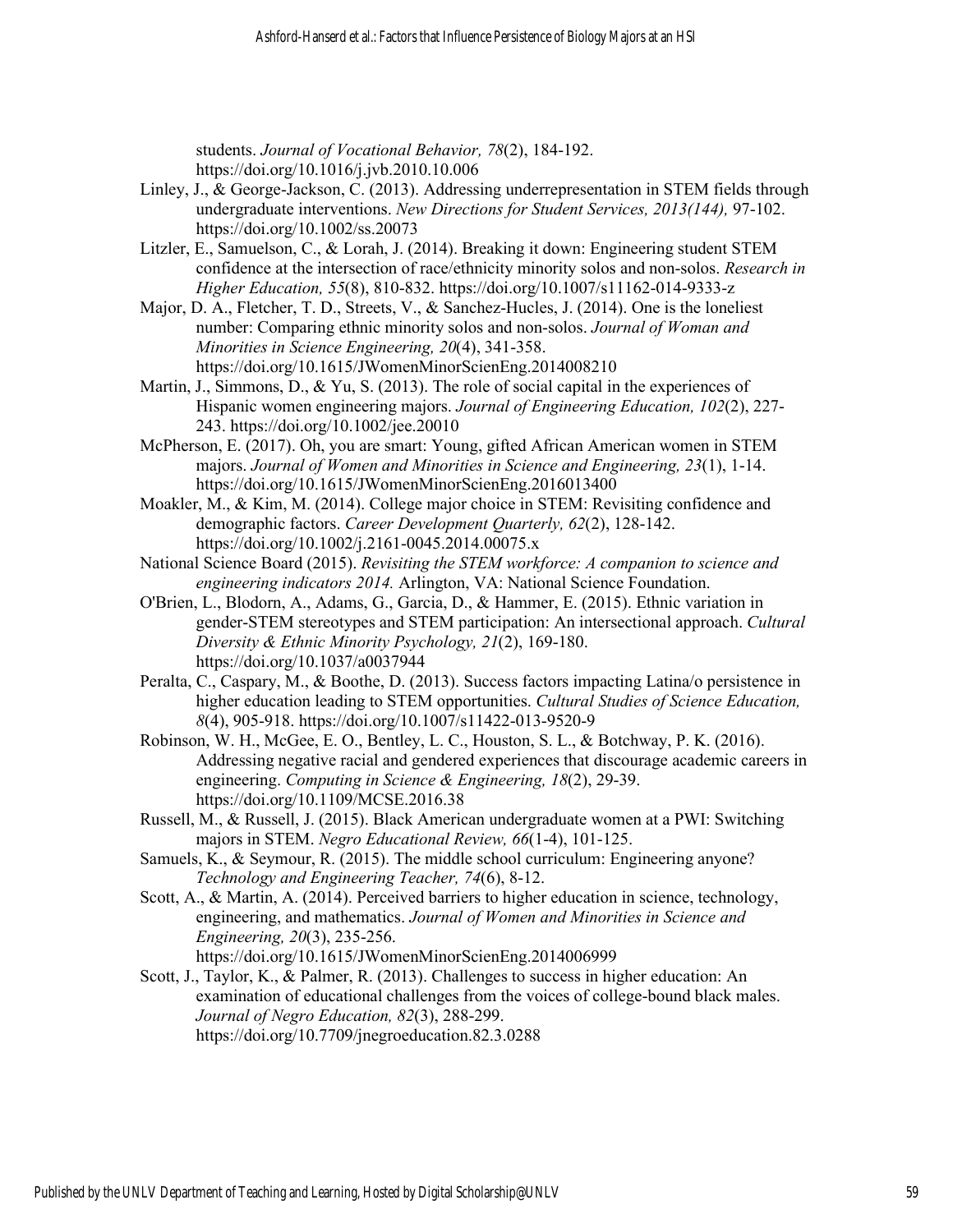students. *Journal of Vocational Behavior, 78*(2), 184-192. https://doi.org/10.1016/j.jvb.2010.10.006

Linley, J., & George-Jackson, C. (2013). Addressing underrepresentation in STEM fields through undergraduate interventions. *New Directions for Student Services, 2013(144),* 97-102. https://doi.org/10.1002/ss.20073

Litzler, E., Samuelson, C., & Lorah, J. (2014). Breaking it down: Engineering student STEM confidence at the intersection of race/ethnicity minority solos and non-solos. *Research in Higher Education, 55*(8), 810-832. https://doi.org/10.1007/s11162-014-9333-z

Major, D. A., Fletcher, T. D., Streets, V., & Sanchez-Hucles, J. (2014). One is the loneliest number: Comparing ethnic minority solos and non-solos. *Journal of Woman and Minorities in Science Engineering, 20*(4), 341-358. https://doi.org/10.1615/JWomenMinorScienEng.2014008210

Martin, J., Simmons, D., & Yu, S. (2013). The role of social capital in the experiences of Hispanic women engineering majors. *Journal of Engineering Education, 102*(2), 227-243. https://doi.org/10.1002/jee.20010

McPherson, E. (2017). Oh, you are smart: Young, gifted African American women in STEM majors. *Journal of Women and Minorities in Science and Engineering, 23*(1), 1-14. https://doi.org/10.1615/JWomenMinorScienEng.2016013400

Moakler, M., & Kim, M. (2014). College major choice in STEM: Revisiting confidence and demographic factors. *Career Development Quarterly, 62*(2), 128-142. https://doi.org/10.1002/j.2161-0045.2014.00075.x

National Science Board (2015). *Revisiting the STEM workforce: A companion to science and engineering indicators 2014.* Arlington, VA: National Science Foundation.

O'Brien, L., Blodorn, A., Adams, G., Garcia, D., & Hammer, E. (2015). Ethnic variation in gender-STEM stereotypes and STEM participation: An intersectional approach. *Cultural Diversity & Ethnic Minority Psychology, 21*(2), 169-180. https://doi.org/10.1037/a0037944

Peralta, C., Caspary, M., & Boothe, D. (2013). Success factors impacting Latina/o persistence in higher education leading to STEM opportunities. *Cultural Studies of Science Education, 8*(4), 905-918. https://doi.org/10.1007/s11422-013-9520-9

Robinson, W. H., McGee, E. O., Bentley, L. C., Houston, S. L., & Botchway, P. K. (2016). Addressing negative racial and gendered experiences that discourage academic careers in engineering. *Computing in Science & Engineering, 18*(2), 29-39. https://doi.org/10.1109/MCSE.2016.38

Russell, M., & Russell, J. (2015). Black American undergraduate women at a PWI: Switching majors in STEM. *Negro Educational Review, 66*(1-4), 101-125.

Samuels, K., & Seymour, R. (2015). The middle school curriculum: Engineering anyone? *Technology and Engineering Teacher, 74*(6), 8-12.

Scott, A., & Martin, A. (2014). Perceived barriers to higher education in science, technology, engineering, and mathematics. *Journal of Women and Minorities in Science and Engineering, 20*(3), 235-256. https://doi.org/10.1615/JWomenMinorScienEng.2014006999

Scott, J., Taylor, K., & Palmer, R. (2013). Challenges to success in higher education: An examination of educational challenges from the voices of college-bound black males. *Journal of Negro Education, 82*(3), 288-299. https://doi.org/10.7709/jnegroeducation.82.3.0288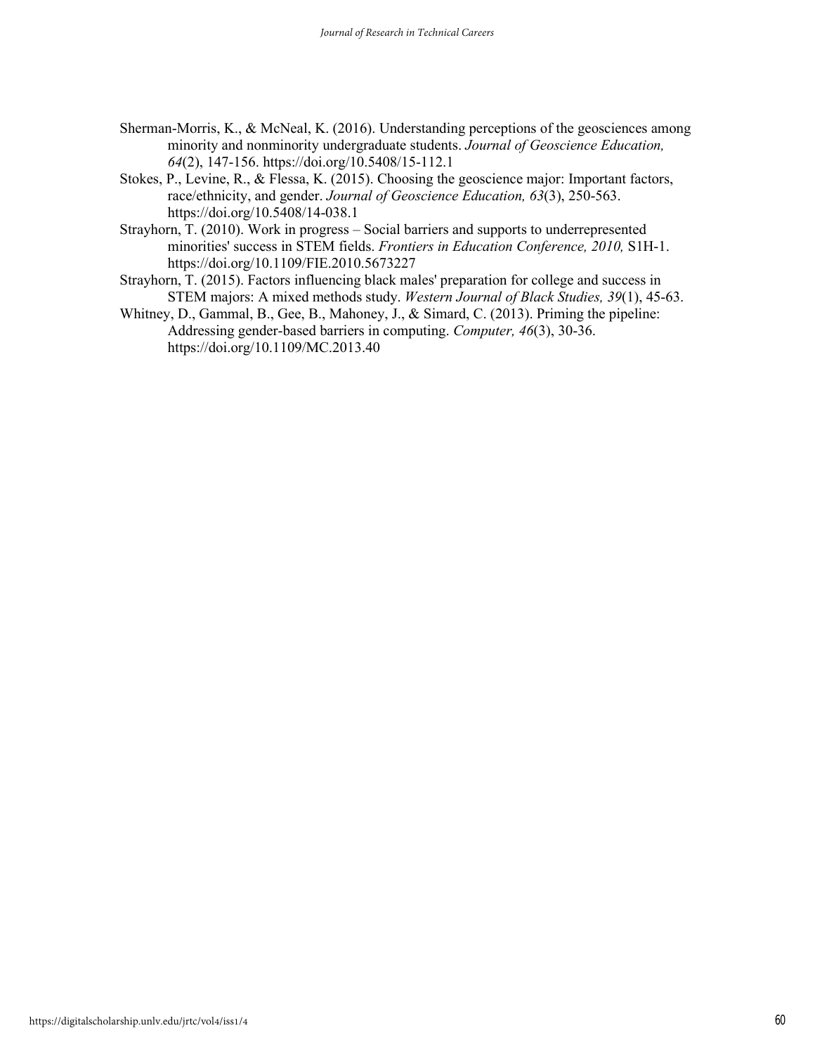Sherman-Morris, K., & McNeal, K. (2016). Understanding perceptions of the geosciences among minority and nonminority undergraduate students. *Journal of Geoscience Education, 64*(2), 147-156. https://doi.org/10.5408/15-112.1

Stokes, P., Levine, R., & Flessa, K. (2015). Choosing the geoscience major: Important factors, race/ethnicity, and gender. *Journal of Geoscience Education, 63*(3), 250-563. https://doi.org/10.5408/14-038.1

Strayhorn, T. (2010). Work in progress – Social barriers and supports to underrepresented minorities' success in STEM fields. *Frontiers in Education Conference, 2010,* S1H-1. https://doi.org/10.1109/FIE.2010.5673227

Strayhorn, T. (2015). Factors influencing black males' preparation for college and success in STEM majors: A mixed methods study. *Western Journal of Black Studies, 39*(1), 45-63.

Whitney, D., Gammal, B., Gee, B., Mahoney, J., & Simard, C. (2013). Priming the pipeline: Addressing gender-based barriers in computing. *Computer, 46*(3), 30-36. https://doi.org/10.1109/MC.2013.40